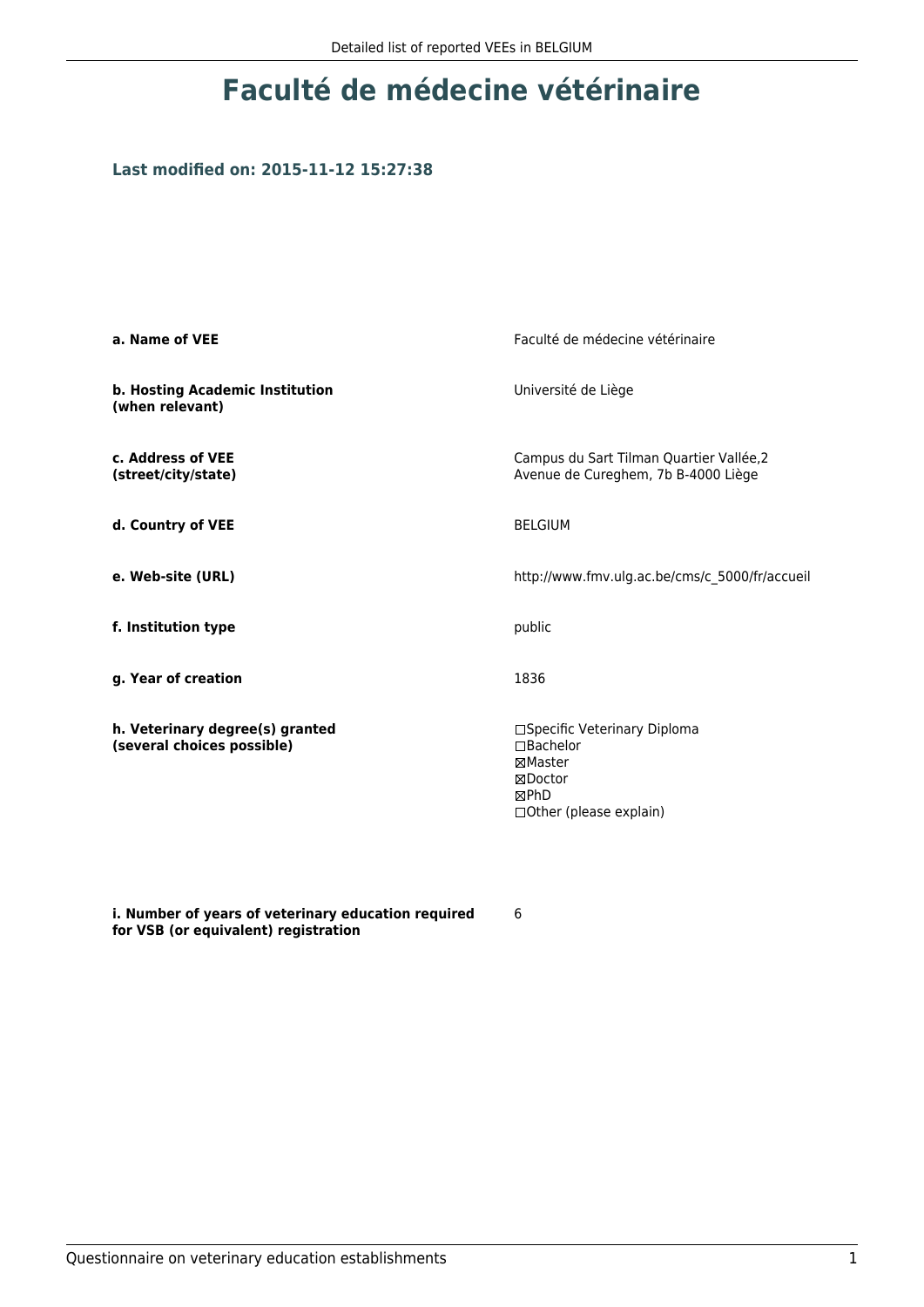# Faculté de médecine vétérinaire

### Last modified on: 2015-11-12 15:27:38

| | |
|---|---|
| **a. Name of VEE** | Faculté de médecine vétérinaire |
| **b. Hosting Academic Institution (when relevant)** | Université de Liège |
| **c. Address of VEE (street/city/state)** | Campus du Sart Tilman Quartier Vallée,2 Avenue de Cureghem, 7b B-4000 Liège |
| **d. Country of VEE** | BELGIUM |
| **e. Web-site (URL)** | http://www.fmv.ulg.ac.be/cms/c_5000/fr/accueil |
| **f. Institution type** | public |
| **g. Year of creation** | 1836 |
| **h. Veterinary degree(s) granted (several choices possible)** | ☐Specific Veterinary Diploma<br>☐Bachelor<br>☒Master<br>☒Doctor<br>☒PhD<br>☐Other (please explain) |
| **i. Number of years of veterinary education required for VSB (or equivalent) registration** | 6 |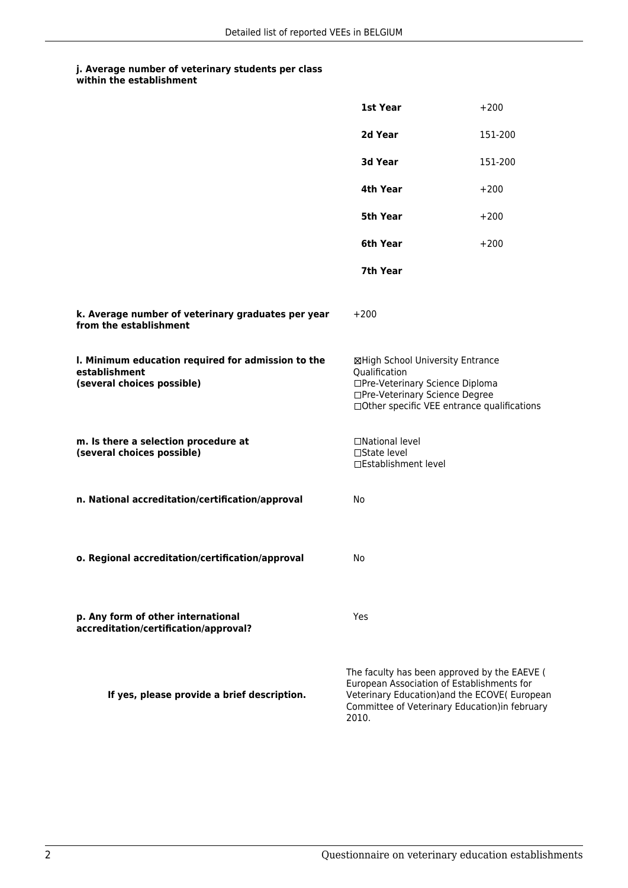**j. Average number of veterinary students per class within the establishment**

| | |
|---|---|
| **1st Year** | +200 |
| **2d Year** | 151-200 |
| **3d Year** | 151-200 |
| **4th Year** | +200 |
| **5th Year** | +200 |
| **6th Year** | +200 |
| **7th Year** | |

**k. Average number of veterinary graduates per year from the establishment**

+200

**l. Minimum education required for admission to the establishment (several choices possible)**

☒High School University Entrance Qualification
☐Pre-Veterinary Science Diploma
☐Pre-Veterinary Science Degree
☐Other specific VEE entrance qualifications

**m. Is there a selection procedure at (several choices possible)**

☐National level
☐State level
☐Establishment level

**n. National accreditation/certification/approval**

No

**o. Regional accreditation/certification/approval**

No

**p. Any form of other international accreditation/certification/approval?**

Yes

**If yes, please provide a brief description.**

The faculty has been approved by the EAEVE ( European Association of Establishments for Veterinary Education)and the ECOVE( European Committee of Veterinary Education)in february 2010.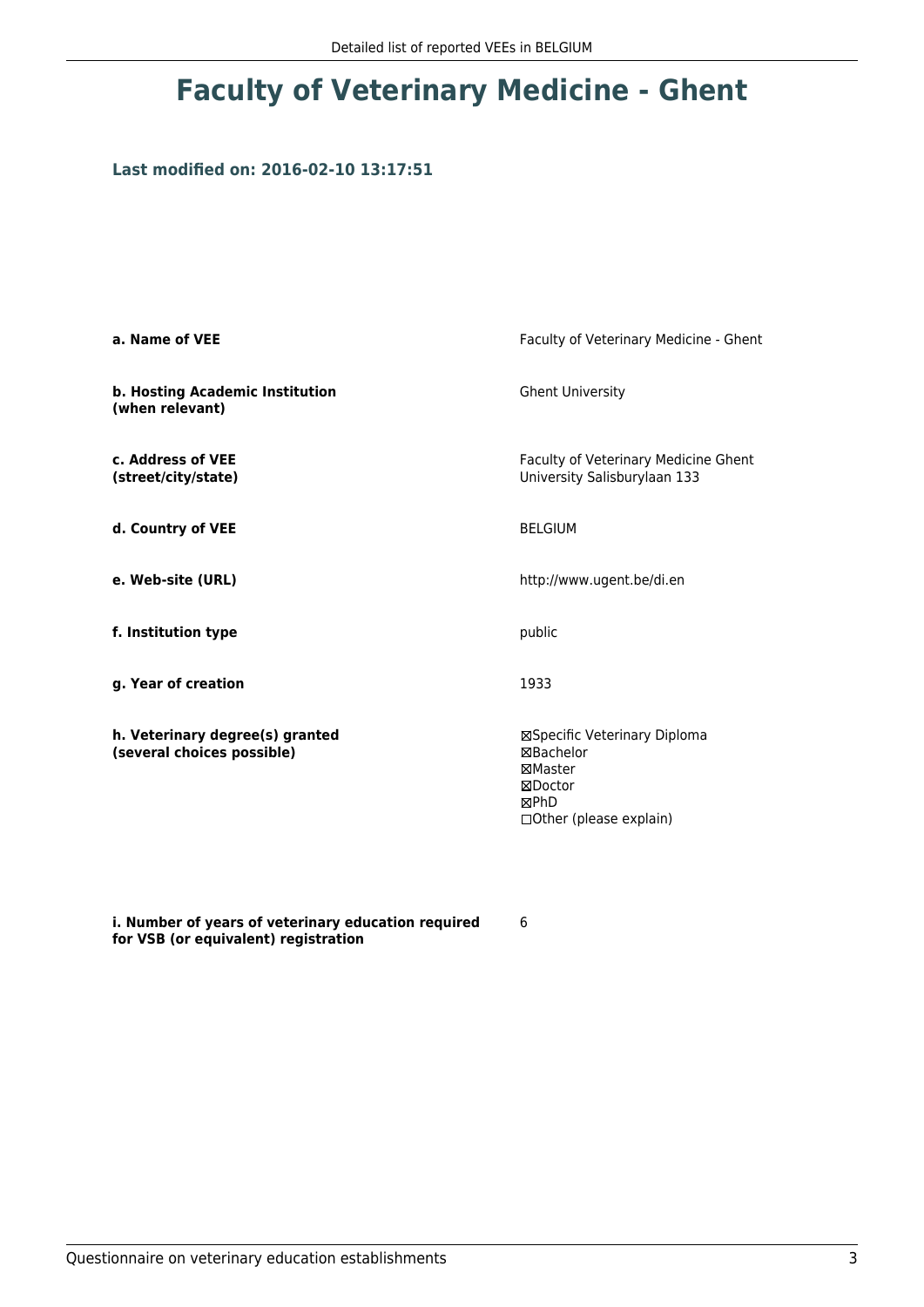# Faculty of Veterinary Medicine - Ghent

### Last modified on: 2016-02-10 13:17:51

| | |
|---|---|
| **a. Name of VEE** | Faculty of Veterinary Medicine - Ghent |
| **b. Hosting Academic Institution (when relevant)** | Ghent University |
| **c. Address of VEE (street/city/state)** | Faculty of Veterinary Medicine Ghent University Salisburylaan 133 |
| **d. Country of VEE** | BELGIUM |
| **e. Web-site (URL)** | http://www.ugent.be/di.en |
| **f. Institution type** | public |
| **g. Year of creation** | 1933 |
| **h. Veterinary degree(s) granted (several choices possible)** | ☒Specific Veterinary Diploma<br>☒Bachelor<br>☒Master<br>☒Doctor<br>☒PhD<br>☐Other (please explain) |
| **i. Number of years of veterinary education required for VSB (or equivalent) registration** | 6 |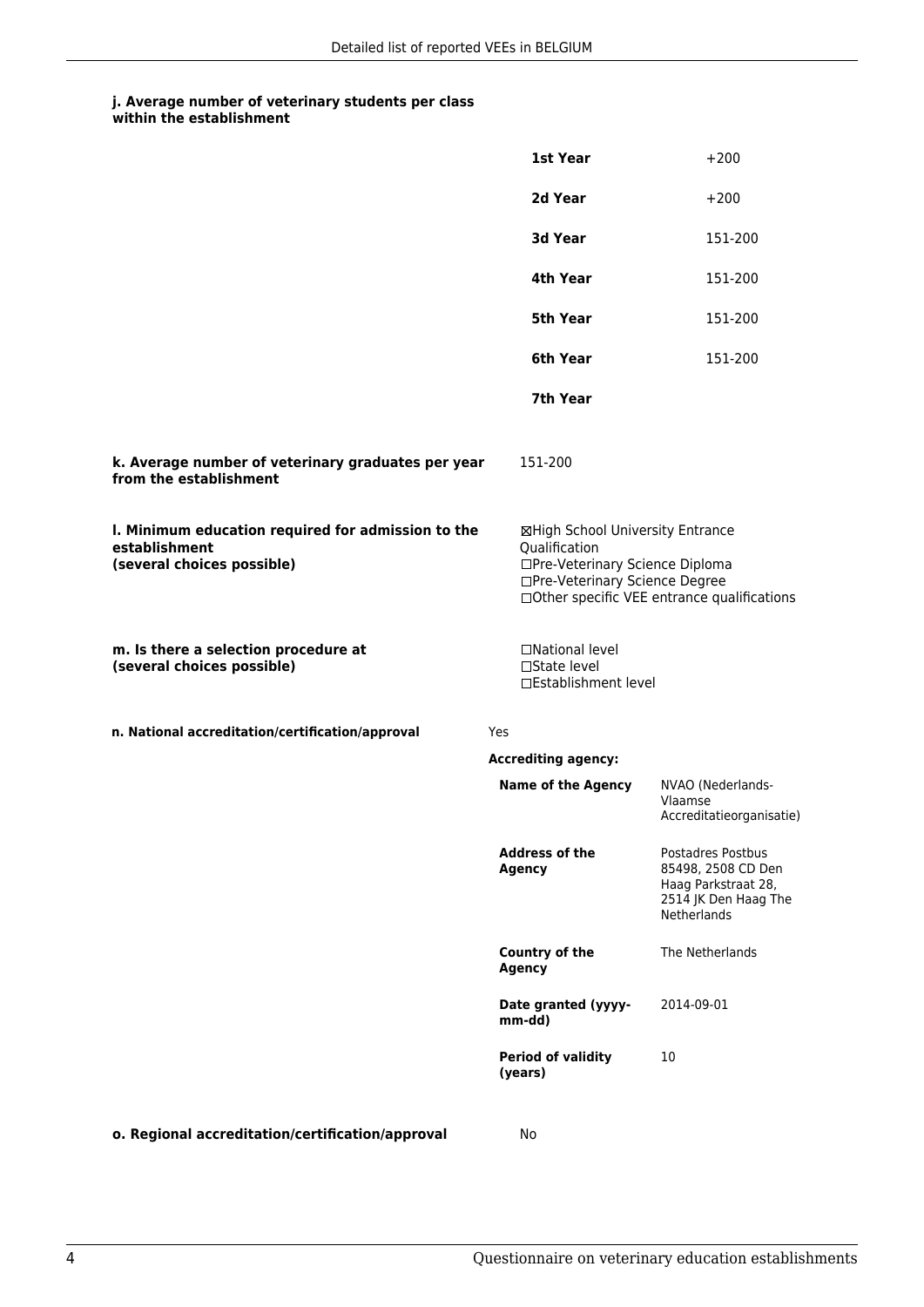**j. Average number of veterinary students per class within the establishment**

| | |
|---|---|
| **1st Year** | +200 |
| **2d Year** | +200 |
| **3d Year** | 151-200 |
| **4th Year** | 151-200 |
| **5th Year** | 151-200 |
| **6th Year** | 151-200 |
| **7th Year** | |

**k. Average number of veterinary graduates per year from the establishment**

151-200

**l. Minimum education required for admission to the establishment (several choices possible)**

- ☒High School University Entrance Qualification
- ☐Pre-Veterinary Science Diploma
- ☐Pre-Veterinary Science Degree
- ☐Other specific VEE entrance qualifications

**m. Is there a selection procedure at (several choices possible)**

- ☐National level
- ☐State level
- ☐Establishment level

**n. National accreditation/certification/approval**

Yes

**Accrediting agency:**

| | |
|---|---|
| **Name of the Agency** | NVAO (Nederlands-Vlaamse Accreditatieorganisatie) |
| **Address of the Agency** | Postadres Postbus 85498, 2508 CD Den Haag Parkstraat 28, 2514 JK Den Haag The Netherlands |
| **Country of the Agency** | The Netherlands |
| **Date granted (yyyy-mm-dd)** | 2014-09-01 |
| **Period of validity (years)** | 10 |

**o. Regional accreditation/certification/approval**

No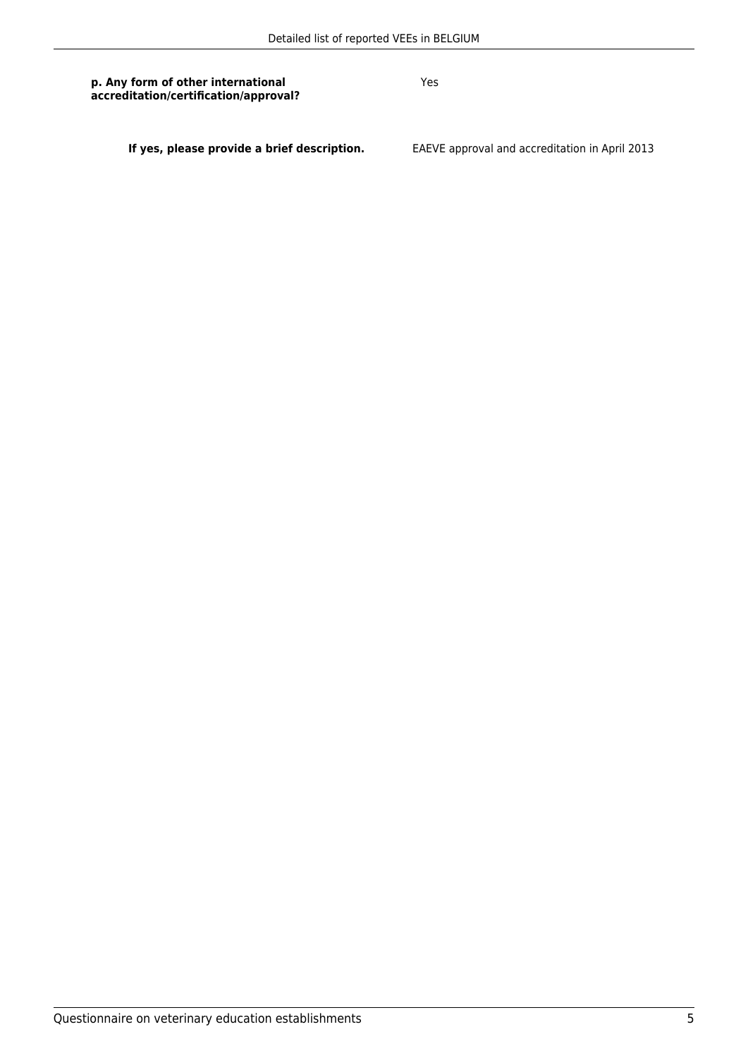**p. Any form of other international accreditation/certification/approval?**

Yes

**If yes, please provide a brief description.**

EAEVE approval and accreditation in April 2013